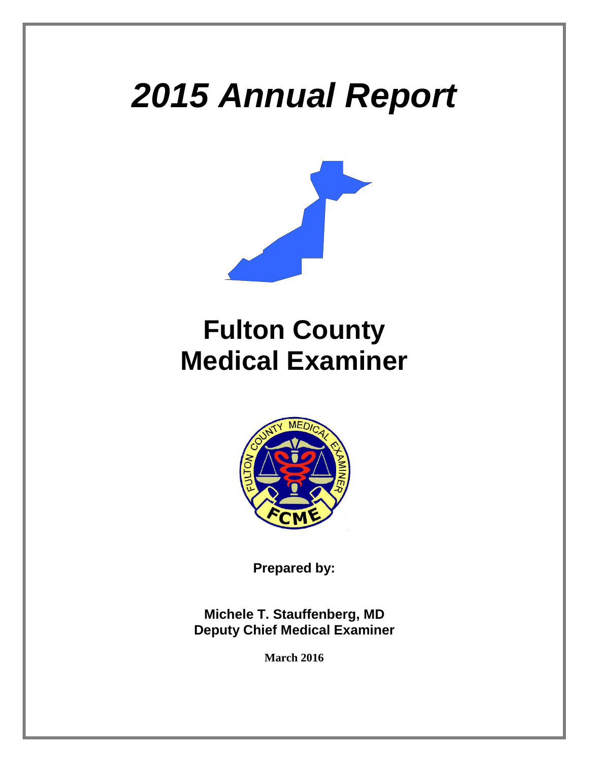# *2015 Annual Report*

# Fulton County Medical Examiner

**Prepared by:**

**Michele T. Stauffenberg, MD**
**Deputy Chief Medical Examiner**

**March 2016**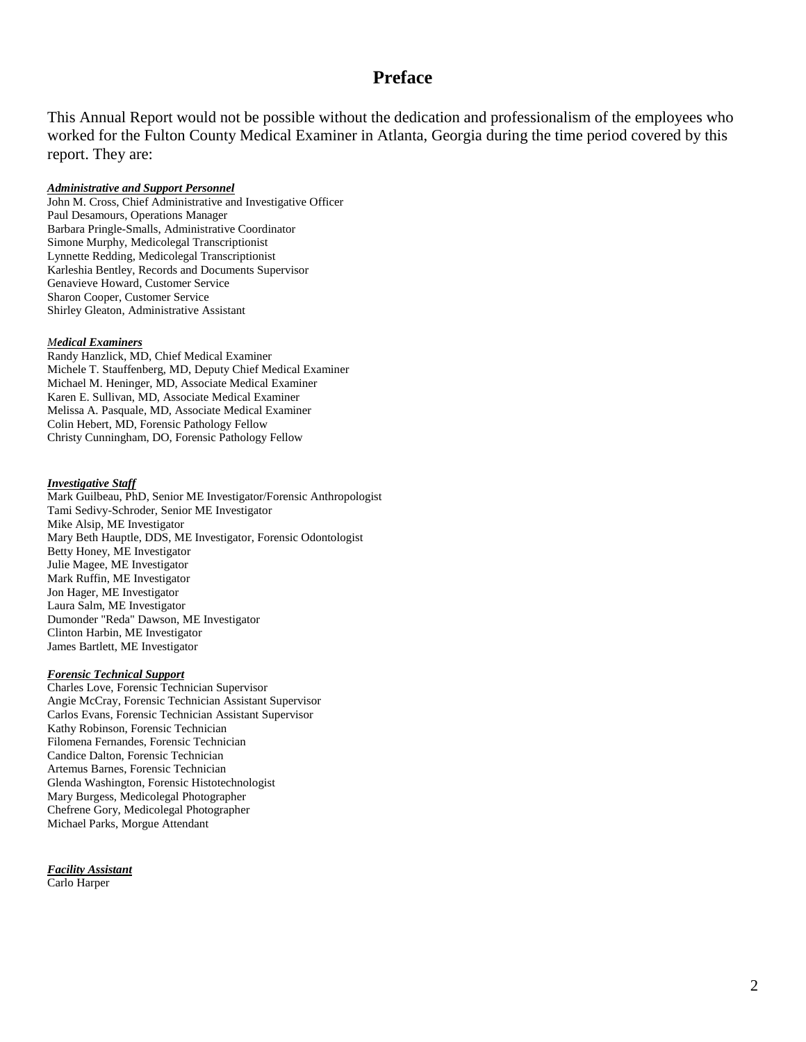# Preface

This Annual Report would not be possible without the dedication and professionalism of the employees who worked for the Fulton County Medical Examiner in Atlanta, Georgia during the time period covered by this report. They are:

***Administrative and Support Personnel***

John M. Cross, Chief Administrative and Investigative Officer
Paul Desamours, Operations Manager
Barbara Pringle-Smalls, Administrative Coordinator
Simone Murphy, Medicolegal Transcriptionist
Lynnette Redding, Medicolegal Transcriptionist
Karleshia Bentley, Records and Documents Supervisor
Genavieve Howard, Customer Service
Sharon Cooper, Customer Service
Shirley Gleaton, Administrative Assistant

***Medical Examiners***

Randy Hanzlick, MD, Chief Medical Examiner
Michele T. Stauffenberg, MD, Deputy Chief Medical Examiner
Michael M. Heninger, MD, Associate Medical Examiner
Karen E. Sullivan, MD, Associate Medical Examiner
Melissa A. Pasquale, MD, Associate Medical Examiner
Colin Hebert, MD, Forensic Pathology Fellow
Christy Cunningham, DO, Forensic Pathology Fellow

***Investigative Staff***

Mark Guilbeau, PhD, Senior ME Investigator/Forensic Anthropologist
Tami Sedivy-Schroder, Senior ME Investigator
Mike Alsip, ME Investigator
Mary Beth Hauptle, DDS, ME Investigator, Forensic Odontologist
Betty Honey, ME Investigator
Julie Magee, ME Investigator
Mark Ruffin, ME Investigator
Jon Hager, ME Investigator
Laura Salm, ME Investigator
Dumonder "Reda" Dawson, ME Investigator
Clinton Harbin, ME Investigator
James Bartlett, ME Investigator

***Forensic Technical Support***

Charles Love, Forensic Technician Supervisor
Angie McCray, Forensic Technician Assistant Supervisor
Carlos Evans, Forensic Technician Assistant Supervisor
Kathy Robinson, Forensic Technician
Filomena Fernandes, Forensic Technician
Candice Dalton, Forensic Technician
Artemus Barnes, Forensic Technician
Glenda Washington, Forensic Histotechnologist
Mary Burgess, Medicolegal Photographer
Chefrene Gory, Medicolegal Photographer
Michael Parks, Morgue Attendant

***Facility Assistant***

Carlo Harper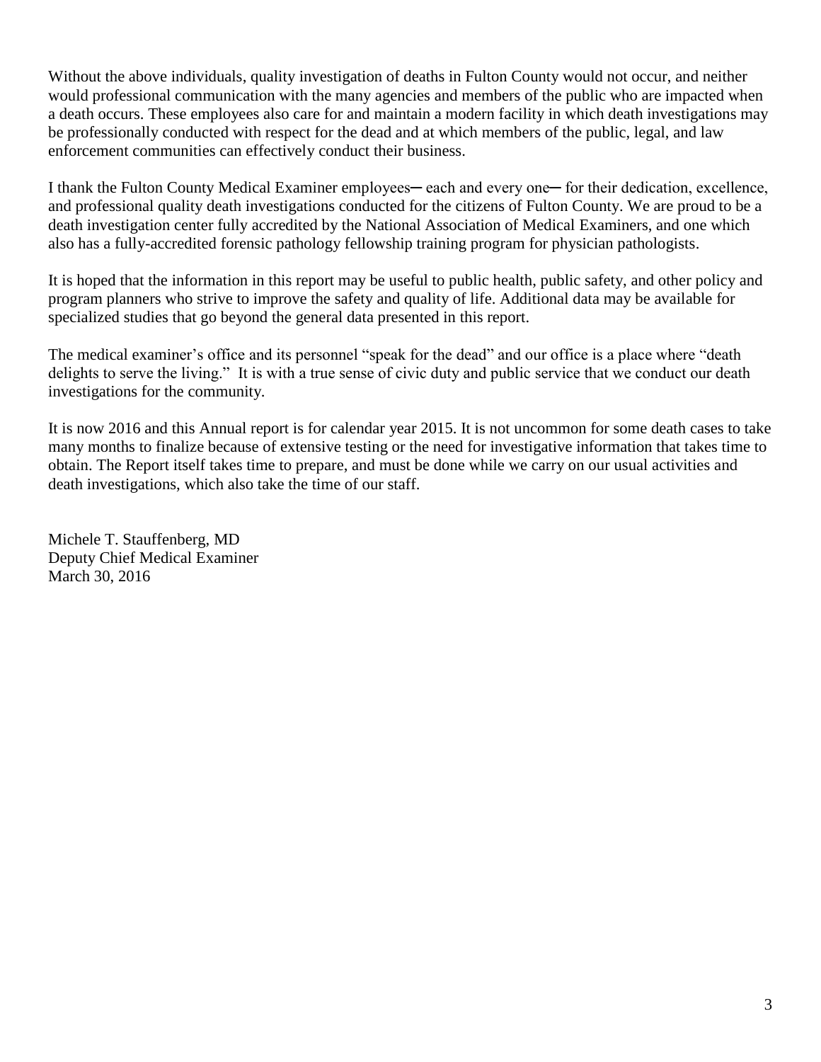Without the above individuals, quality investigation of deaths in Fulton County would not occur, and neither would professional communication with the many agencies and members of the public who are impacted when a death occurs. These employees also care for and maintain a modern facility in which death investigations may be professionally conducted with respect for the dead and at which members of the public, legal, and law enforcement communities can effectively conduct their business.

I thank the Fulton County Medical Examiner employees─ each and every one─ for their dedication, excellence, and professional quality death investigations conducted for the citizens of Fulton County. We are proud to be a death investigation center fully accredited by the National Association of Medical Examiners, and one which also has a fully-accredited forensic pathology fellowship training program for physician pathologists.

It is hoped that the information in this report may be useful to public health, public safety, and other policy and program planners who strive to improve the safety and quality of life. Additional data may be available for specialized studies that go beyond the general data presented in this report.

The medical examiner's office and its personnel "speak for the dead" and our office is a place where "death delights to serve the living." It is with a true sense of civic duty and public service that we conduct our death investigations for the community.

It is now 2016 and this Annual report is for calendar year 2015. It is not uncommon for some death cases to take many months to finalize because of extensive testing or the need for investigative information that takes time to obtain. The Report itself takes time to prepare, and must be done while we carry on our usual activities and death investigations, which also take the time of our staff.

Michele T. Stauffenberg, MD
Deputy Chief Medical Examiner
March 30, 2016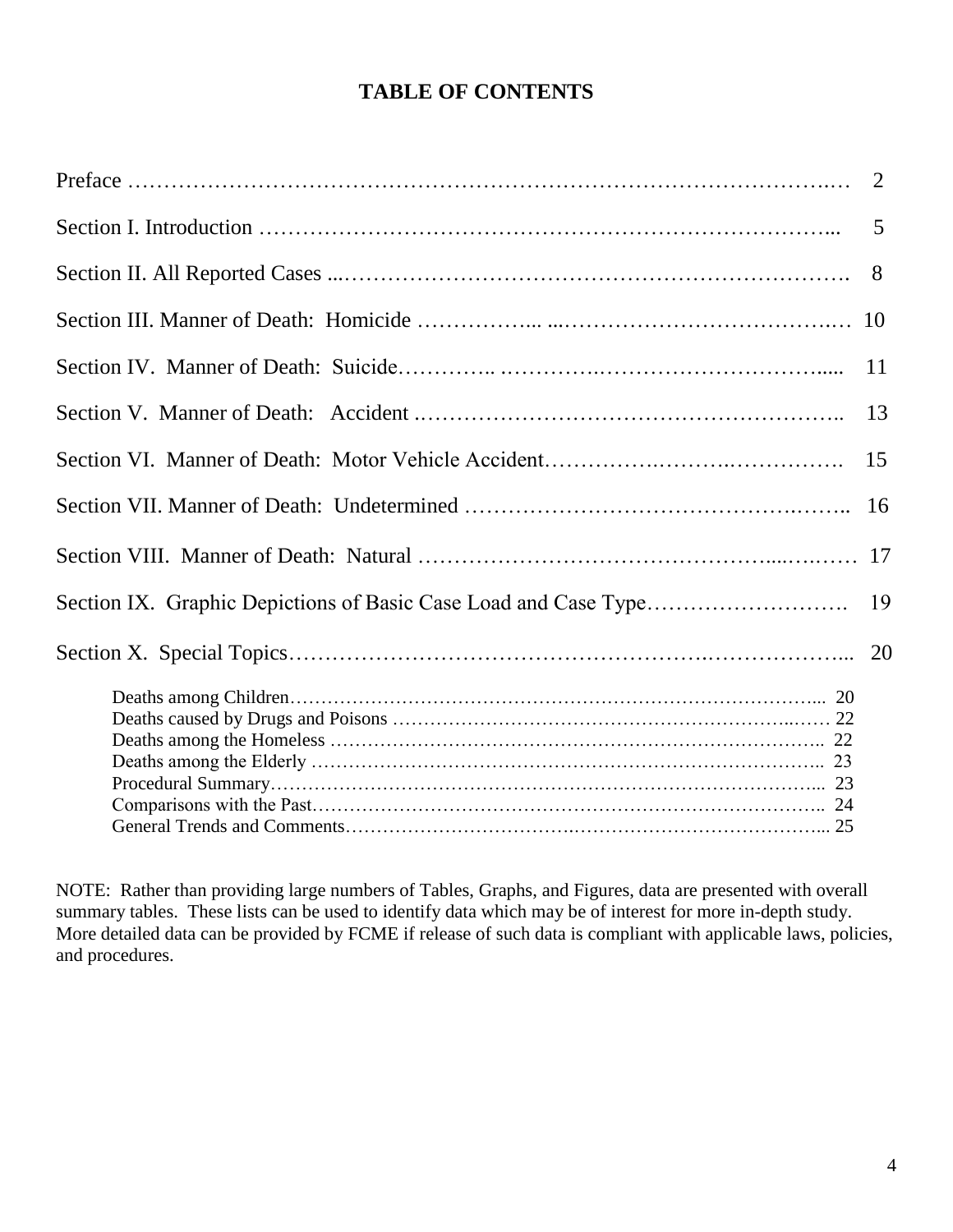# TABLE OF CONTENTS

| | |
|---|---|
| Preface | 2 |
| Section I. Introduction | 5 |
| Section II. All Reported Cases | 8 |
| Section III. Manner of Death: Homicide | 10 |
| Section IV. Manner of Death: Suicide | 11 |
| Section V. Manner of Death: Accident | 13 |
| Section VI. Manner of Death: Motor Vehicle Accident | 15 |
| Section VII. Manner of Death: Undetermined | 16 |
| Section VIII. Manner of Death: Natural | 17 |
| Section IX. Graphic Depictions of Basic Case Load and Case Type | 19 |
| Section X. Special Topics | 20 |
| Deaths among Children | 20 |
| Deaths caused by Drugs and Poisons | 22 |
| Deaths among the Homeless | 22 |
| Deaths among the Elderly | 23 |
| Procedural Summary | 23 |
| Comparisons with the Past | 24 |
| General Trends and Comments | 25 |

NOTE: Rather than providing large numbers of Tables, Graphs, and Figures, data are presented with overall summary tables. These lists can be used to identify data which may be of interest for more in-depth study. More detailed data can be provided by FCME if release of such data is compliant with applicable laws, policies, and procedures.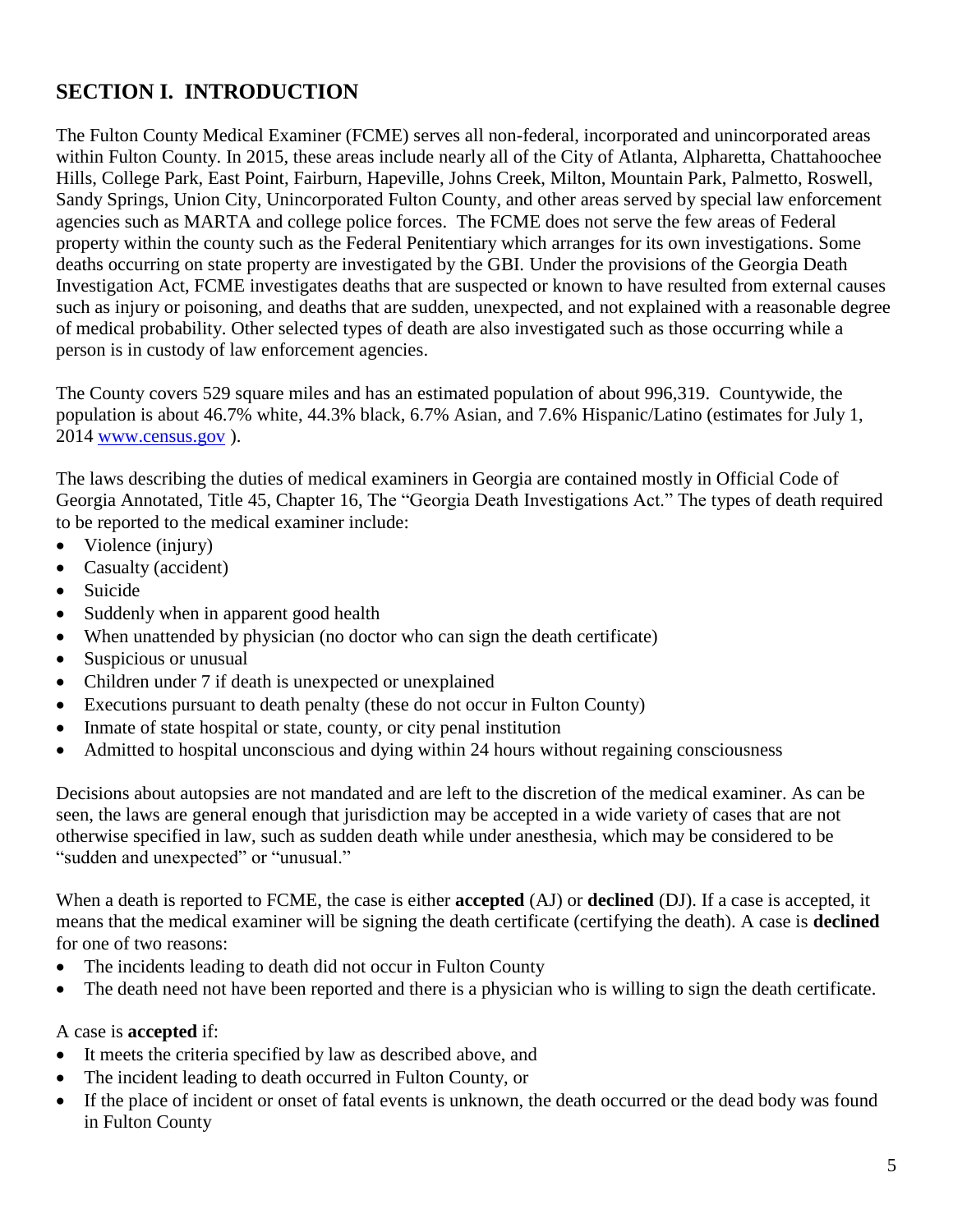## SECTION I. INTRODUCTION

The Fulton County Medical Examiner (FCME) serves all non-federal, incorporated and unincorporated areas within Fulton County. In 2015, these areas include nearly all of the City of Atlanta, Alpharetta, Chattahoochee Hills, College Park, East Point, Fairburn, Hapeville, Johns Creek, Milton, Mountain Park, Palmetto, Roswell, Sandy Springs, Union City, Unincorporated Fulton County, and other areas served by special law enforcement agencies such as MARTA and college police forces. The FCME does not serve the few areas of Federal property within the county such as the Federal Penitentiary which arranges for its own investigations. Some deaths occurring on state property are investigated by the GBI. Under the provisions of the Georgia Death Investigation Act, FCME investigates deaths that are suspected or known to have resulted from external causes such as injury or poisoning, and deaths that are sudden, unexpected, and not explained with a reasonable degree of medical probability. Other selected types of death are also investigated such as those occurring while a person is in custody of law enforcement agencies.

The County covers 529 square miles and has an estimated population of about 996,319. Countywide, the population is about 46.7% white, 44.3% black, 6.7% Asian, and 7.6% Hispanic/Latino (estimates for July 1, 2014 www.census.gov ).

The laws describing the duties of medical examiners in Georgia are contained mostly in Official Code of Georgia Annotated, Title 45, Chapter 16, The "Georgia Death Investigations Act." The types of death required to be reported to the medical examiner include:

- Violence (injury)
- Casualty (accident)
- Suicide
- Suddenly when in apparent good health
- When unattended by physician (no doctor who can sign the death certificate)
- Suspicious or unusual
- Children under 7 if death is unexpected or unexplained
- Executions pursuant to death penalty (these do not occur in Fulton County)
- Inmate of state hospital or state, county, or city penal institution
- Admitted to hospital unconscious and dying within 24 hours without regaining consciousness

Decisions about autopsies are not mandated and are left to the discretion of the medical examiner. As can be seen, the laws are general enough that jurisdiction may be accepted in a wide variety of cases that are not otherwise specified in law, such as sudden death while under anesthesia, which may be considered to be "sudden and unexpected" or "unusual."

When a death is reported to FCME, the case is either **accepted** (AJ) or **declined** (DJ). If a case is accepted, it means that the medical examiner will be signing the death certificate (certifying the death). A case is **declined** for one of two reasons:

- The incidents leading to death did not occur in Fulton County
- The death need not have been reported and there is a physician who is willing to sign the death certificate.

A case is **accepted** if:

- It meets the criteria specified by law as described above, and
- The incident leading to death occurred in Fulton County, or
- If the place of incident or onset of fatal events is unknown, the death occurred or the dead body was found in Fulton County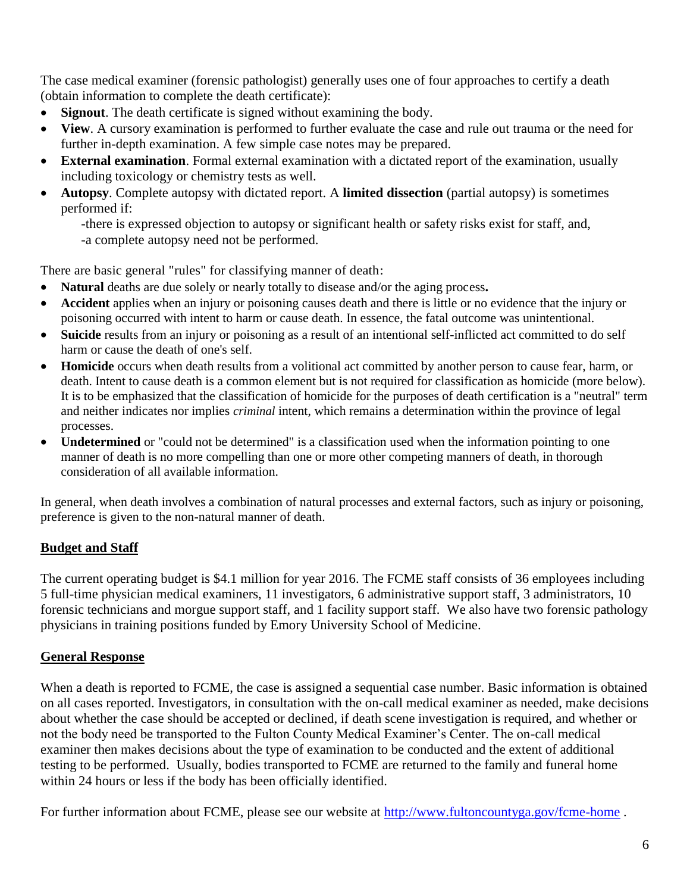The case medical examiner (forensic pathologist) generally uses one of four approaches to certify a death (obtain information to complete the death certificate):

- **Signout**. The death certificate is signed without examining the body.
- **View**. A cursory examination is performed to further evaluate the case and rule out trauma or the need for further in-depth examination. A few simple case notes may be prepared.
- **External examination**. Formal external examination with a dictated report of the examination, usually including toxicology or chemistry tests as well.
- **Autopsy**. Complete autopsy with dictated report. A **limited dissection** (partial autopsy) is sometimes performed if:

    -there is expressed objection to autopsy or significant health or safety risks exist for staff, and,
    -a complete autopsy need not be performed.

There are basic general "rules" for classifying manner of death:

- **Natural** deaths are due solely or nearly totally to disease and/or the aging process**.**
- **Accident** applies when an injury or poisoning causes death and there is little or no evidence that the injury or poisoning occurred with intent to harm or cause death. In essence, the fatal outcome was unintentional.
- **Suicide** results from an injury or poisoning as a result of an intentional self-inflicted act committed to do self harm or cause the death of one's self.
- **Homicide** occurs when death results from a volitional act committed by another person to cause fear, harm, or death. Intent to cause death is a common element but is not required for classification as homicide (more below). It is to be emphasized that the classification of homicide for the purposes of death certification is a "neutral" term and neither indicates nor implies *criminal* intent, which remains a determination within the province of legal processes.
- **Undetermined** or "could not be determined" is a classification used when the information pointing to one manner of death is no more compelling than one or more other competing manners of death, in thorough consideration of all available information.

In general, when death involves a combination of natural processes and external factors, such as injury or poisoning, preference is given to the non-natural manner of death.

## Budget and Staff

The current operating budget is $4.1 million for year 2016. The FCME staff consists of 36 employees including 5 full-time physician medical examiners, 11 investigators, 6 administrative support staff, 3 administrators, 10 forensic technicians and morgue support staff, and 1 facility support staff. We also have two forensic pathology physicians in training positions funded by Emory University School of Medicine.

## General Response

When a death is reported to FCME, the case is assigned a sequential case number. Basic information is obtained on all cases reported. Investigators, in consultation with the on-call medical examiner as needed, make decisions about whether the case should be accepted or declined, if death scene investigation is required, and whether or not the body need be transported to the Fulton County Medical Examiner's Center. The on-call medical examiner then makes decisions about the type of examination to be conducted and the extent of additional testing to be performed. Usually, bodies transported to FCME are returned to the family and funeral home within 24 hours or less if the body has been officially identified.

For further information about FCME, please see our website at http://www.fultoncountyga.gov/fcme-home .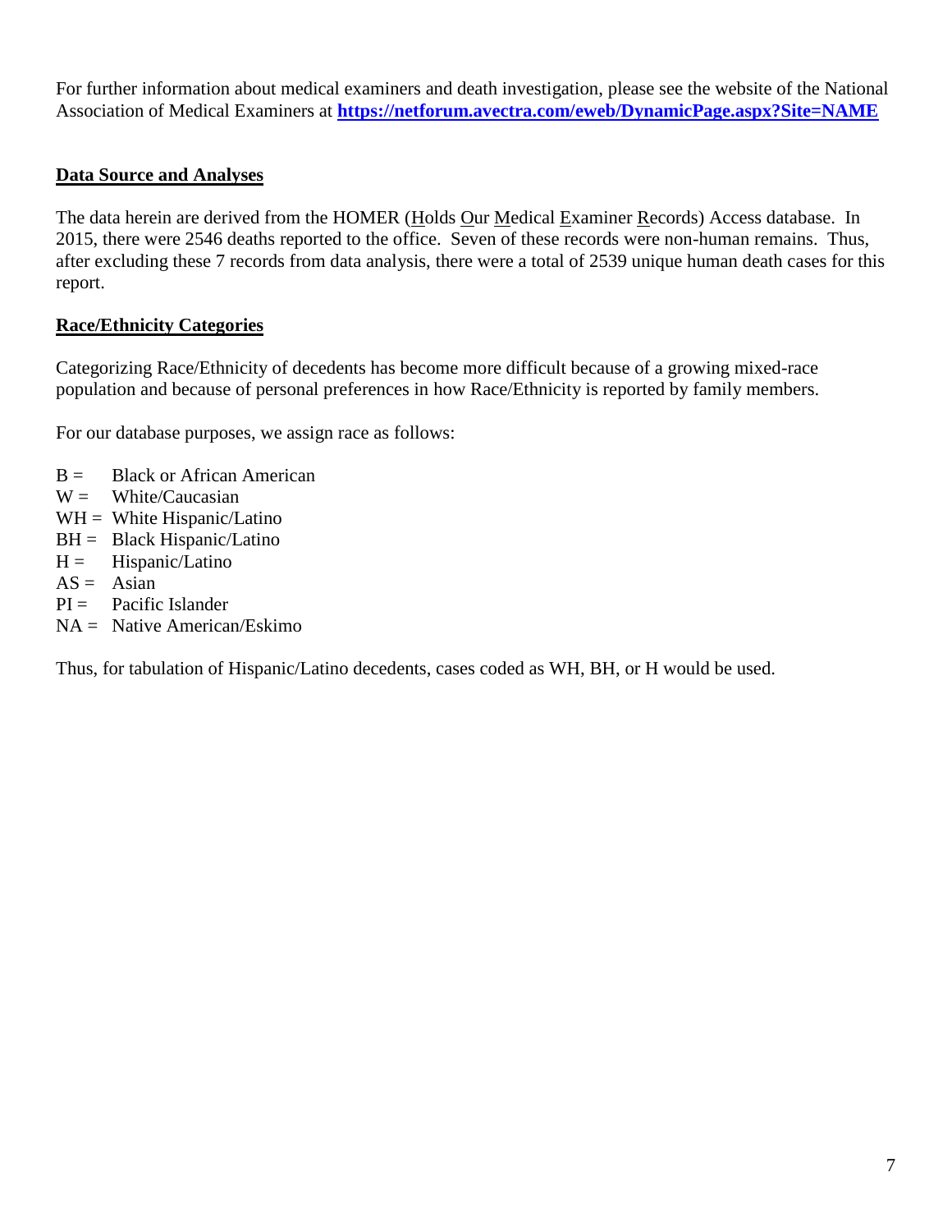For further information about medical examiners and death investigation, please see the website of the National Association of Medical Examiners at **https://netforum.avectra.com/eweb/DynamicPage.aspx?Site=NAME**

## Data Source and Analyses

The data herein are derived from the HOMER (Holds Our Medical Examiner Records) Access database. In 2015, there were 2546 deaths reported to the office. Seven of these records were non-human remains. Thus, after excluding these 7 records from data analysis, there were a total of 2539 unique human death cases for this report.

## Race/Ethnicity Categories

Categorizing Race/Ethnicity of decedents has become more difficult because of a growing mixed-race population and because of personal preferences in how Race/Ethnicity is reported by family members.

For our database purposes, we assign race as follows:

B = Black or African American
W = White/Caucasian
WH = White Hispanic/Latino
BH = Black Hispanic/Latino
H = Hispanic/Latino
AS = Asian
PI = Pacific Islander
NA = Native American/Eskimo

Thus, for tabulation of Hispanic/Latino decedents, cases coded as WH, BH, or H would be used.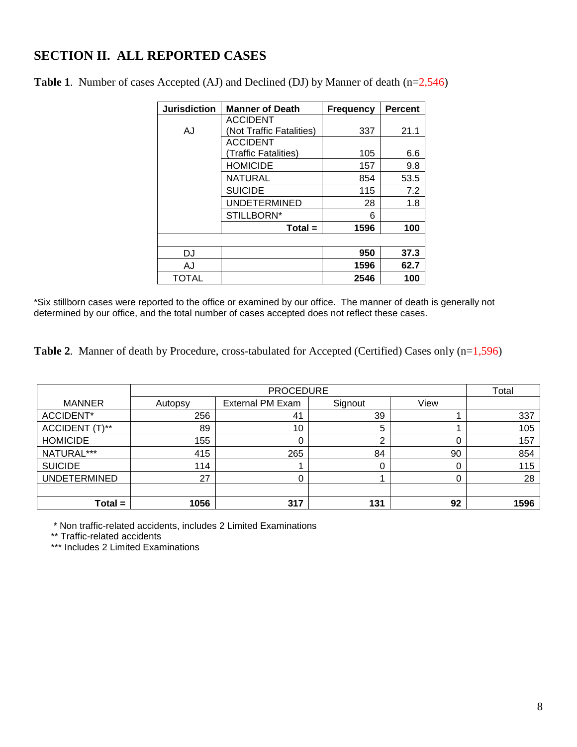## SECTION II. ALL REPORTED CASES

**Table 1**. Number of cases Accepted (AJ) and Declined (DJ) by Manner of death (n=2,546)

| Jurisdiction | Manner of Death | Frequency | Percent |
|---|---|---|---|
| AJ | ACCIDENT (Not Traffic Fatalities) | 337 | 21.1 |
| | ACCIDENT (Traffic Fatalities) | 105 | 6.6 |
| | HOMICIDE | 157 | 9.8 |
| | NATURAL | 854 | 53.5 |
| | SUICIDE | 115 | 7.2 |
| | UNDETERMINED | 28 | 1.8 |
| | STILLBORN* | 6 | |
| | **Total =** | **1596** | **100** |
| | | | |
| DJ | | **950** | **37.3** |
| AJ | | **1596** | **62.7** |
| TOTAL | | **2546** | **100** |

*Six stillborn cases were reported to the office or examined by our office. The manner of death is generally not determined by our office, and the total number of cases accepted does not reflect these cases.

**Table 2**. Manner of death by Procedure, cross-tabulated for Accepted (Certified) Cases only (n=1,596)

| | PROCEDURE | | | | Total |
|---|---|---|---|---|---|
| MANNER | Autopsy | External PM Exam | Signout | View | |
| ACCIDENT* | 256 | 41 | 39 | 1 | 337 |
| ACCIDENT (T)** | 89 | 10 | 5 | 1 | 105 |
| HOMICIDE | 155 | 0 | 2 | 0 | 157 |
| NATURAL*** | 415 | 265 | 84 | 90 | 854 |
| SUICIDE | 114 | 1 | 0 | 0 | 115 |
| UNDETERMINED | 27 | 0 | 1 | 0 | 28 |
| | | | | | |
| **Total =** | **1056** | **317** | **131** | **92** | **1596** |

\* Non traffic-related accidents, includes 2 Limited Examinations
** Traffic-related accidents
*** Includes 2 Limited Examinations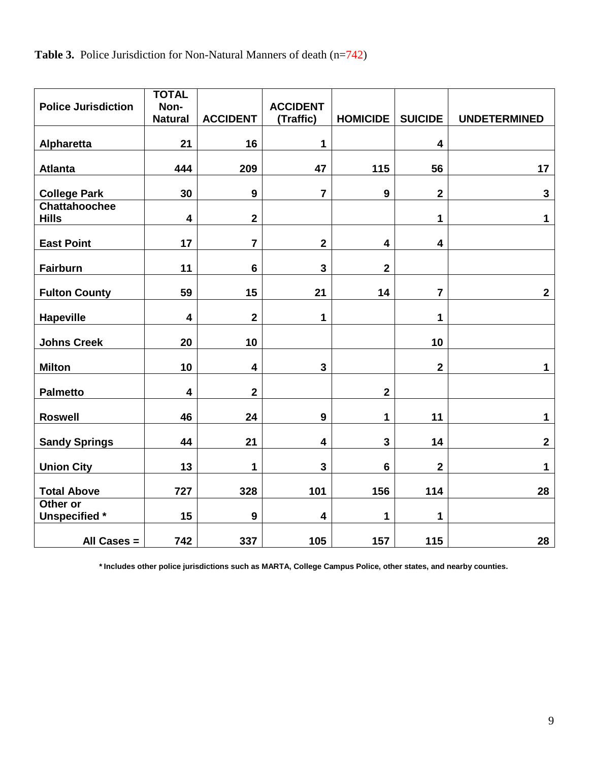**Table 3.** Police Jurisdiction for Non-Natural Manners of death (n=742)

| Police Jurisdiction | TOTAL Non-Natural | ACCIDENT | ACCIDENT (Traffic) | HOMICIDE | SUICIDE | UNDETERMINED |
|---|---|---|---|---|---|---|
| Alpharetta | 21 | 16 | 1 | | 4 | |
| Atlanta | 444 | 209 | 47 | 115 | 56 | 17 |
| College Park | 30 | 9 | 7 | 9 | 2 | 3 |
| Chattahoochee Hills | 4 | 2 | | | 1 | 1 |
| East Point | 17 | 7 | 2 | 4 | 4 | |
| Fairburn | 11 | 6 | 3 | 2 | | |
| Fulton County | 59 | 15 | 21 | 14 | 7 | 2 |
| Hapeville | 4 | 2 | 1 | | 1 | |
| Johns Creek | 20 | 10 | | | 10 | |
| Milton | 10 | 4 | 3 | | 2 | 1 |
| Palmetto | 4 | 2 | | 2 | | |
| Roswell | 46 | 24 | 9 | 1 | 11 | 1 |
| Sandy Springs | 44 | 21 | 4 | 3 | 14 | 2 |
| Union City | 13 | 1 | 3 | 6 | 2 | 1 |
| Total Above | 727 | 328 | 101 | 156 | 114 | 28 |
| Other or Unspecified * | 15 | 9 | 4 | 1 | 1 | |
| All Cases = | 742 | 337 | 105 | 157 | 115 | 28 |

**\* Includes other police jurisdictions such as MARTA, College Campus Police, other states, and nearby counties.**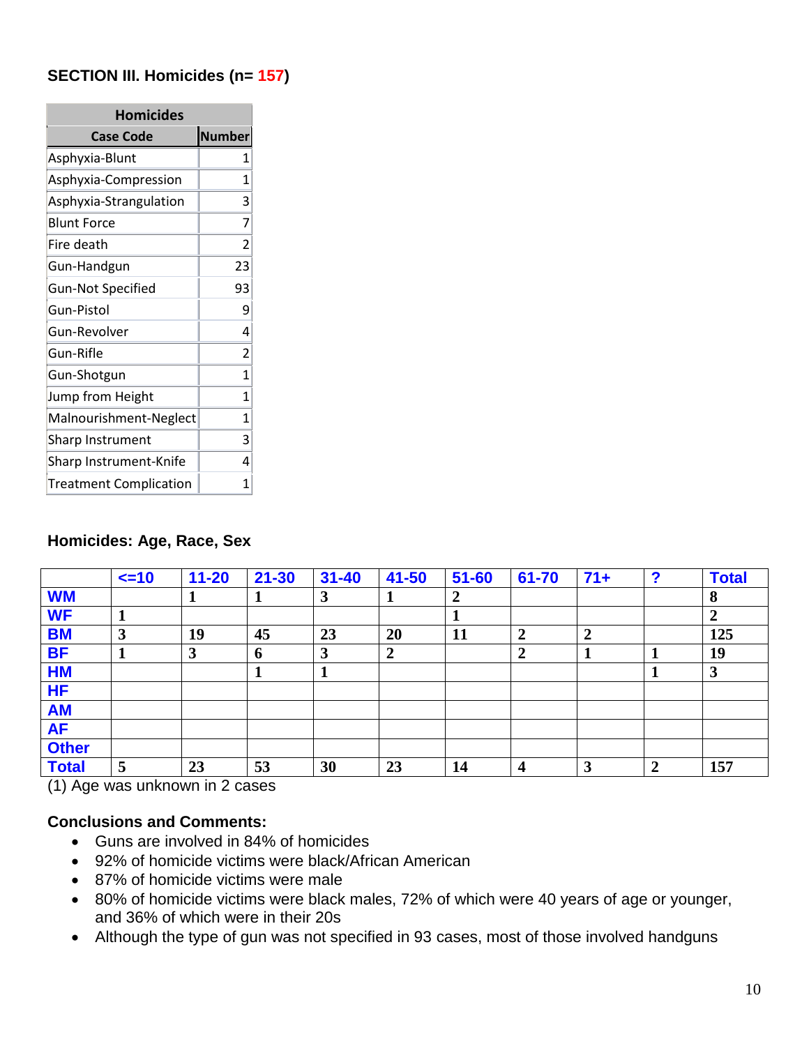### SECTION III. Homicides (n= 157)

| Homicides | |
|---|---|
| **Case Code** | **Number** |
| Asphyxia-Blunt | 1 |
| Asphyxia-Compression | 1 |
| Asphyxia-Strangulation | 3 |
| Blunt Force | 7 |
| Fire death | 2 |
| Gun-Handgun | 23 |
| Gun-Not Specified | 93 |
| Gun-Pistol | 9 |
| Gun-Revolver | 4 |
| Gun-Rifle | 2 |
| Gun-Shotgun | 1 |
| Jump from Height | 1 |
| Malnourishment-Neglect | 1 |
| Sharp Instrument | 3 |
| Sharp Instrument-Knife | 4 |
| Treatment Complication | 1 |

### Homicides: Age, Race, Sex

| | <=10 | 11-20 | 21-30 | 31-40 | 41-50 | 51-60 | 61-70 | 71+ | ? | Total |
|---|---|---|---|---|---|---|---|---|---|---|
| WM | | 1 | 1 | 3 | 1 | 2 | | | | 8 |
| WF | 1 | | | | | 1 | | | | 2 |
| BM | 3 | 19 | 45 | 23 | 20 | 11 | 2 | 2 | | 125 |
| BF | 1 | 3 | 6 | 3 | 2 | | 2 | 1 | 1 | 19 |
| HM | | | 1 | 1 | | | | | 1 | 3 |
| HF | | | | | | | | | | |
| AM | | | | | | | | | | |
| AF | | | | | | | | | | |
| Other | | | | | | | | | | |
| Total | 5 | 23 | 53 | 30 | 23 | 14 | 4 | 3 | 2 | 157 |

(1) Age was unknown in 2 cases

**Conclusions and Comments:**

- Guns are involved in 84% of homicides
- 92% of homicide victims were black/African American
- 87% of homicide victims were male
- 80% of homicide victims were black males, 72% of which were 40 years of age or younger, and 36% of which were in their 20s
- Although the type of gun was not specified in 93 cases, most of those involved handguns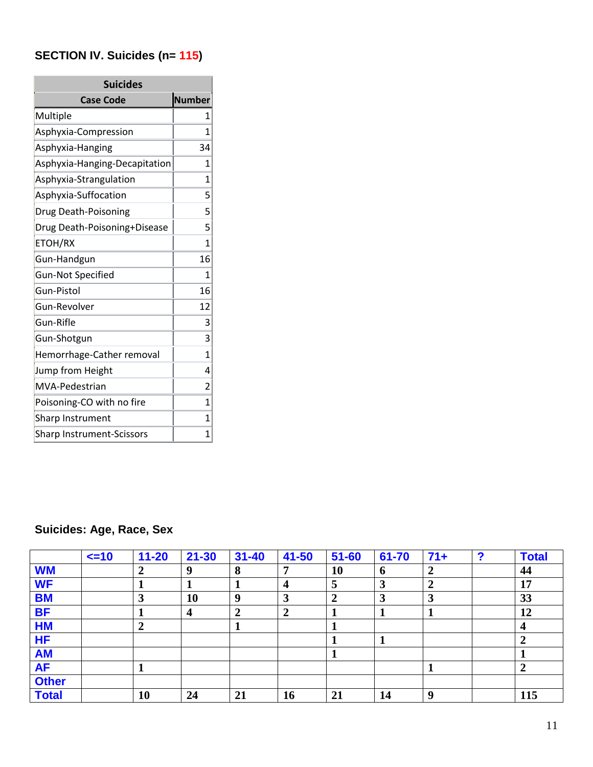## SECTION IV. Suicides (n= 115)

| Suicides | |
|---|---|
| **Case Code** | **Number** |
| Multiple | 1 |
| Asphyxia-Compression | 1 |
| Asphyxia-Hanging | 34 |
| Asphyxia-Hanging-Decapitation | 1 |
| Asphyxia-Strangulation | 1 |
| Asphyxia-Suffocation | 5 |
| Drug Death-Poisoning | 5 |
| Drug Death-Poisoning+Disease | 5 |
| ETOH/RX | 1 |
| Gun-Handgun | 16 |
| Gun-Not Specified | 1 |
| Gun-Pistol | 16 |
| Gun-Revolver | 12 |
| Gun-Rifle | 3 |
| Gun-Shotgun | 3 |
| Hemorrhage-Cather removal | 1 |
| Jump from Height | 4 |
| MVA-Pedestrian | 2 |
| Poisoning-CO with no fire | 1 |
| Sharp Instrument | 1 |
| Sharp Instrument-Scissors | 1 |

### Suicides: Age, Race, Sex

| | <=10 | 11-20 | 21-30 | 31-40 | 41-50 | 51-60 | 61-70 | 71+ | ? | Total |
|---|---|---|---|---|---|---|---|---|---|---|
| **WM** | | 2 | 9 | 8 | 7 | 10 | 6 | 2 | | 44 |
| **WF** | | 1 | 1 | 1 | 4 | 5 | 3 | 2 | | 17 |
| **BM** | | 3 | 10 | 9 | 3 | 2 | 3 | 3 | | 33 |
| **BF** | | 1 | 4 | 2 | 2 | 1 | 1 | 1 | | 12 |
| **HM** | | 2 | | 1 | | 1 | | | | 4 |
| **HF** | | | | | | 1 | 1 | | | 2 |
| **AM** | | | | | | 1 | | | | 1 |
| **AF** | | 1 | | | | | | 1 | | 2 |
| **Other** | | | | | | | | | | |
| **Total** | | 10 | 24 | 21 | 16 | 21 | 14 | 9 | | 115 |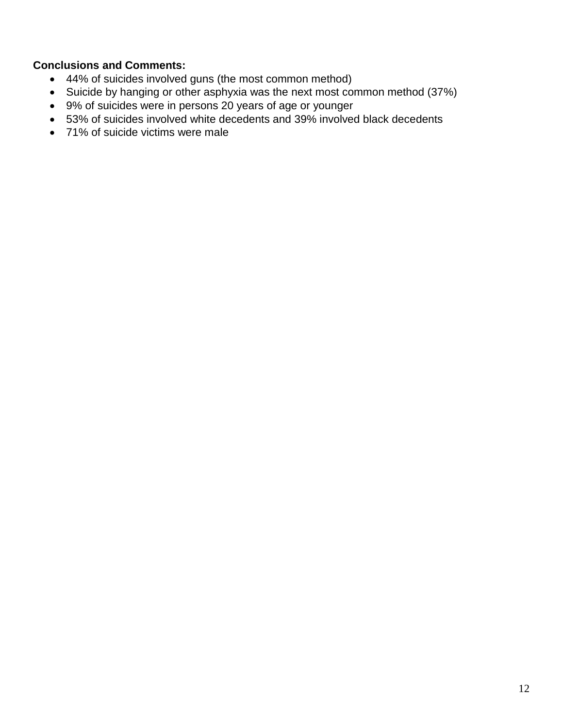**Conclusions and Comments:**

- 44% of suicides involved guns (the most common method)
- Suicide by hanging or other asphyxia was the next most common method (37%)
- 9% of suicides were in persons 20 years of age or younger
- 53% of suicides involved white decedents and 39% involved black decedents
- 71% of suicide victims were male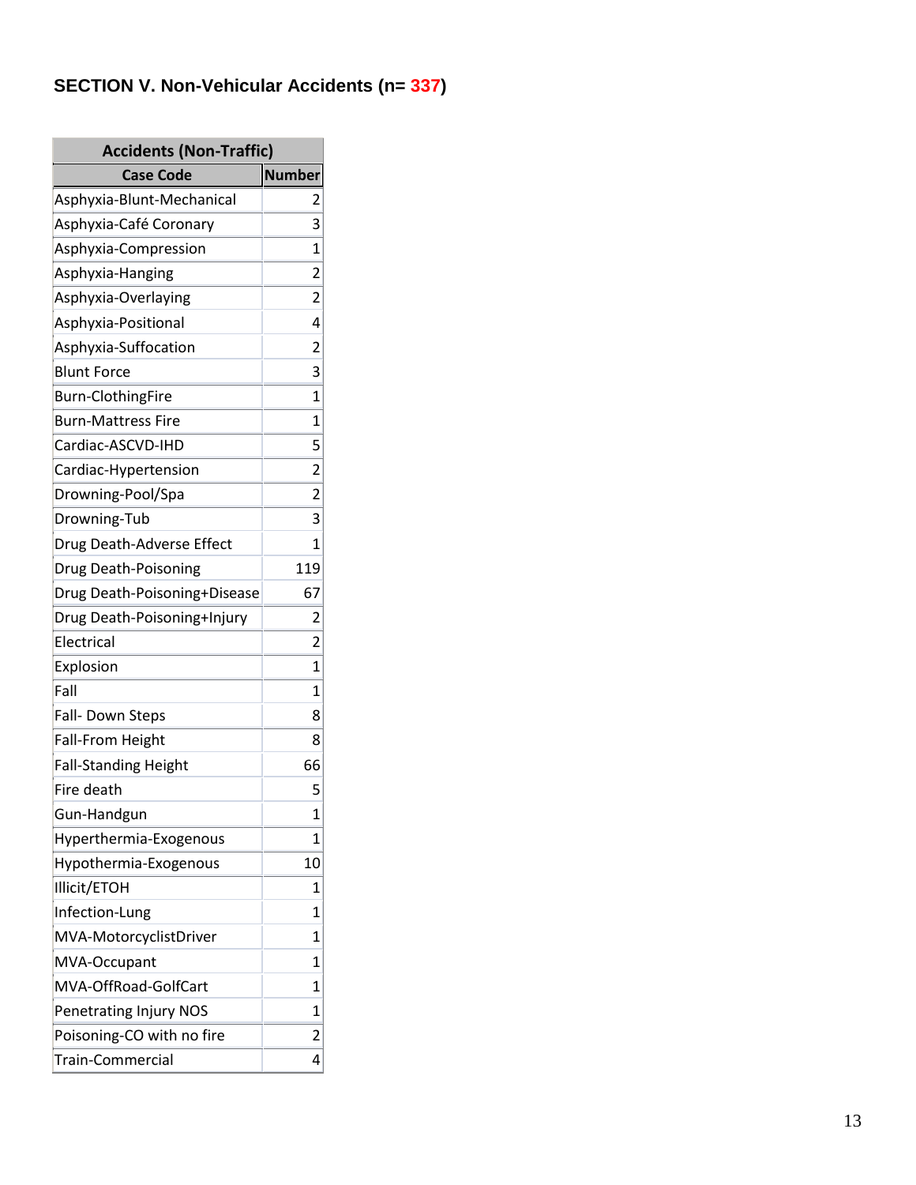### SECTION V. Non-Vehicular Accidents (n= 337)

| Accidents (Non-Traffic) | |
|---|---|
| **Case Code** | **Number** |
| Asphyxia-Blunt-Mechanical | 2 |
| Asphyxia-Café Coronary | 3 |
| Asphyxia-Compression | 1 |
| Asphyxia-Hanging | 2 |
| Asphyxia-Overlaying | 2 |
| Asphyxia-Positional | 4 |
| Asphyxia-Suffocation | 2 |
| Blunt Force | 3 |
| Burn-ClothingFire | 1 |
| Burn-Mattress Fire | 1 |
| Cardiac-ASCVD-IHD | 5 |
| Cardiac-Hypertension | 2 |
| Drowning-Pool/Spa | 2 |
| Drowning-Tub | 3 |
| Drug Death-Adverse Effect | 1 |
| Drug Death-Poisoning | 119 |
| Drug Death-Poisoning+Disease | 67 |
| Drug Death-Poisoning+Injury | 2 |
| Electrical | 2 |
| Explosion | 1 |
| Fall | 1 |
| Fall- Down Steps | 8 |
| Fall-From Height | 8 |
| Fall-Standing Height | 66 |
| Fire death | 5 |
| Gun-Handgun | 1 |
| Hyperthermia-Exogenous | 1 |
| Hypothermia-Exogenous | 10 |
| Illicit/ETOH | 1 |
| Infection-Lung | 1 |
| MVA-MotorcyclistDriver | 1 |
| MVA-Occupant | 1 |
| MVA-OffRoad-GolfCart | 1 |
| Penetrating Injury NOS | 1 |
| Poisoning-CO with no fire | 2 |
| Train-Commercial | 4 |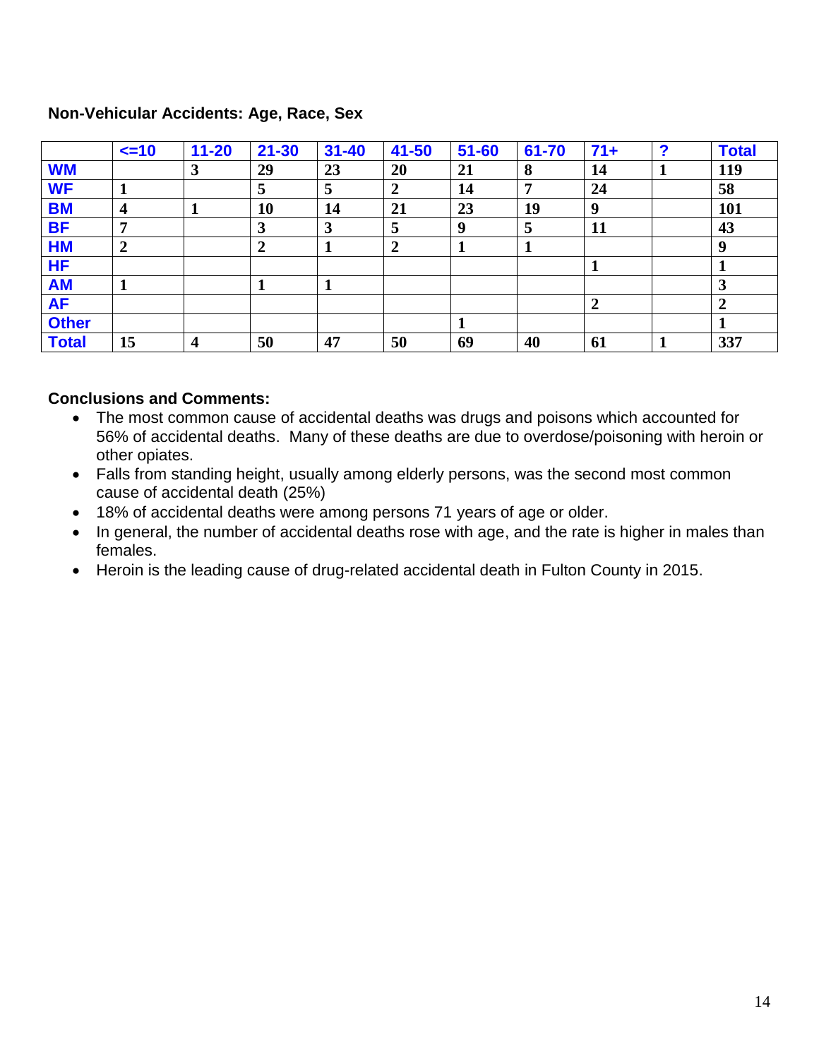### Non-Vehicular Accidents: Age, Race, Sex

| | <=10 | 11-20 | 21-30 | 31-40 | 41-50 | 51-60 | 61-70 | 71+ | ? | Total |
|---|---|---|---|---|---|---|---|---|---|---|
| WM | | 3 | 29 | 23 | 20 | 21 | 8 | 14 | 1 | 119 |
| WF | 1 | | 5 | 5 | 2 | 14 | 7 | 24 | | 58 |
| BM | 4 | 1 | 10 | 14 | 21 | 23 | 19 | 9 | | 101 |
| BF | 7 | | 3 | 3 | 5 | 9 | 5 | 11 | | 43 |
| HM | 2 | | 2 | 1 | 2 | 1 | 1 | | | 9 |
| HF | | | | | | | | 1 | | 1 |
| AM | 1 | | 1 | 1 | | | | | | 3 |
| AF | | | | | | | | 2 | | 2 |
| Other | | | | | | 1 | | | | 1 |
| Total | 15 | 4 | 50 | 47 | 50 | 69 | 40 | 61 | 1 | 337 |

**Conclusions and Comments:**

- The most common cause of accidental deaths was drugs and poisons which accounted for 56% of accidental deaths. Many of these deaths are due to overdose/poisoning with heroin or other opiates.
- Falls from standing height, usually among elderly persons, was the second most common cause of accidental death (25%)
- 18% of accidental deaths were among persons 71 years of age or older.
- In general, the number of accidental deaths rose with age, and the rate is higher in males than females.
- Heroin is the leading cause of drug-related accidental death in Fulton County in 2015.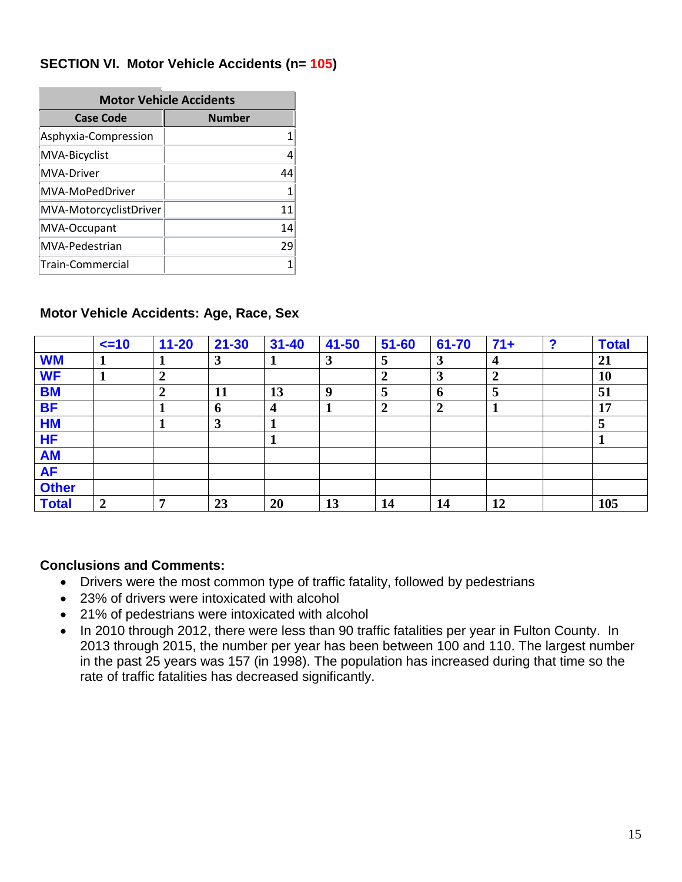## SECTION VI. Motor Vehicle Accidents (n= 105)

| Motor Vehicle Accidents | |
|---|---|
| **Case Code** | **Number** |
| Asphyxia-Compression | 1 |
| MVA-Bicyclist | 4 |
| MVA-Driver | 44 |
| MVA-MoPedDriver | 1 |
| MVA-MotorcyclistDriver | 11 |
| MVA-Occupant | 14 |
| MVA-Pedestrian | 29 |
| Train-Commercial | 1 |

### Motor Vehicle Accidents: Age, Race, Sex

| | <=10 | 11-20 | 21-30 | 31-40 | 41-50 | 51-60 | 61-70 | 71+ | ? | Total |
|---|---|---|---|---|---|---|---|---|---|---|
| WM | 1 | 1 | 3 | 1 | 3 | 5 | 3 | 4 | | 21 |
| WF | 1 | 2 | | | | 2 | 3 | 2 | | 10 |
| BM | | 2 | 11 | 13 | 9 | 5 | 6 | 5 | | 51 |
| BF | | 1 | 6 | 4 | 1 | 2 | 2 | 1 | | 17 |
| HM | | 1 | 3 | 1 | | | | | | 5 |
| HF | | | | 1 | | | | | | 1 |
| AM | | | | | | | | | | |
| AF | | | | | | | | | | |
| Other | | | | | | | | | | |
| Total | 2 | 7 | 23 | 20 | 13 | 14 | 14 | 12 | | 105 |

### Conclusions and Comments:

- Drivers were the most common type of traffic fatality, followed by pedestrians
- 23% of drivers were intoxicated with alcohol
- 21% of pedestrians were intoxicated with alcohol
- In 2010 through 2012, there were less than 90 traffic fatalities per year in Fulton County. In 2013 through 2015, the number per year has been between 100 and 110. The largest number in the past 25 years was 157 (in 1998). The population has increased during that time so the rate of traffic fatalities has decreased significantly.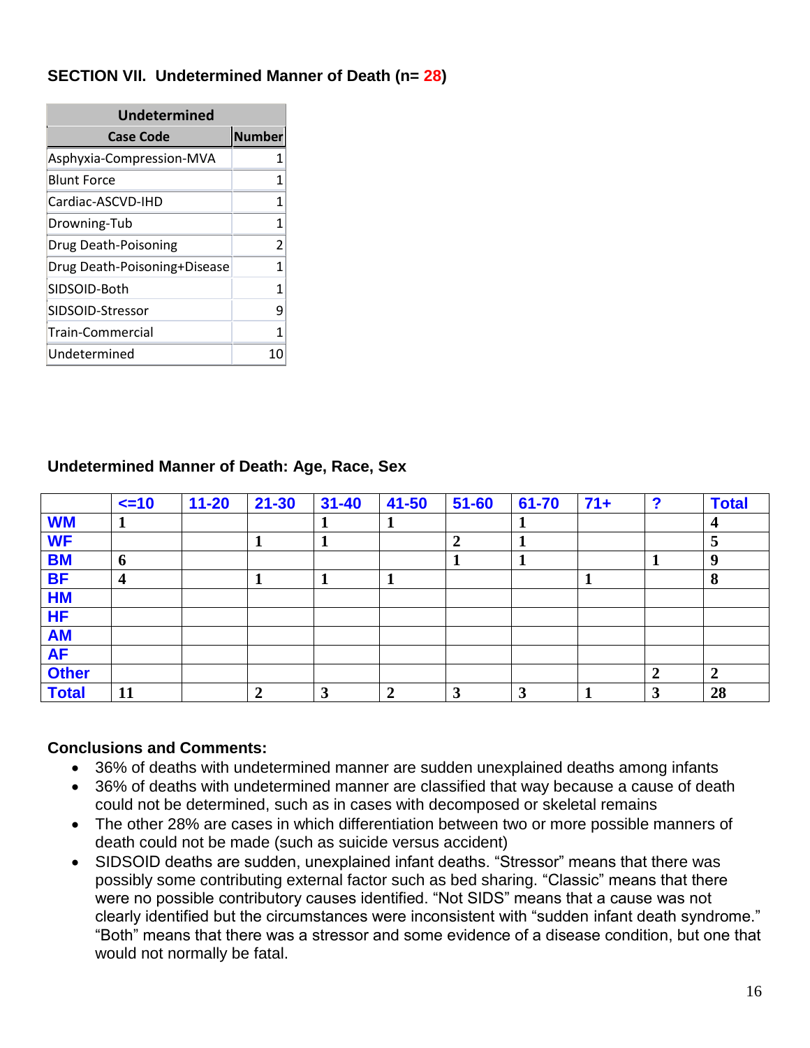## SECTION VII. Undetermined Manner of Death (n= 28)

| Undetermined | |
|---|---|
| **Case Code** | **Number** |
| Asphyxia-Compression-MVA | 1 |
| Blunt Force | 1 |
| Cardiac-ASCVD-IHD | 1 |
| Drowning-Tub | 1 |
| Drug Death-Poisoning | 2 |
| Drug Death-Poisoning+Disease | 1 |
| SIDSOID-Both | 1 |
| SIDSOID-Stressor | 9 |
| Train-Commercial | 1 |
| Undetermined | 10 |

### Undetermined Manner of Death: Age, Race, Sex

| | <=10 | 11-20 | 21-30 | 31-40 | 41-50 | 51-60 | 61-70 | 71+ | ? | Total |
|---|---|---|---|---|---|---|---|---|---|---|
| **WM** | 1 | | | 1 | 1 | | 1 | | | 4 |
| **WF** | | | 1 | 1 | | 2 | 1 | | | 5 |
| **BM** | 6 | | | | | 1 | 1 | | 1 | 9 |
| **BF** | 4 | | 1 | 1 | 1 | | | 1 | | 8 |
| **HM** | | | | | | | | | | |
| **HF** | | | | | | | | | | |
| **AM** | | | | | | | | | | |
| **AF** | | | | | | | | | | |
| **Other** | | | | | | | | | 2 | 2 |
| **Total** | 11 | | 2 | 3 | 2 | 3 | 3 | 1 | 3 | 28 |

### Conclusions and Comments:

- 36% of deaths with undetermined manner are sudden unexplained deaths among infants
- 36% of deaths with undetermined manner are classified that way because a cause of death could not be determined, such as in cases with decomposed or skeletal remains
- The other 28% are cases in which differentiation between two or more possible manners of death could not be made (such as suicide versus accident)
- SIDSOID deaths are sudden, unexplained infant deaths. "Stressor" means that there was possibly some contributing external factor such as bed sharing. "Classic" means that there were no possible contributory causes identified. "Not SIDS" means that a cause was not clearly identified but the circumstances were inconsistent with "sudden infant death syndrome." "Both" means that there was a stressor and some evidence of a disease condition, but one that would not normally be fatal.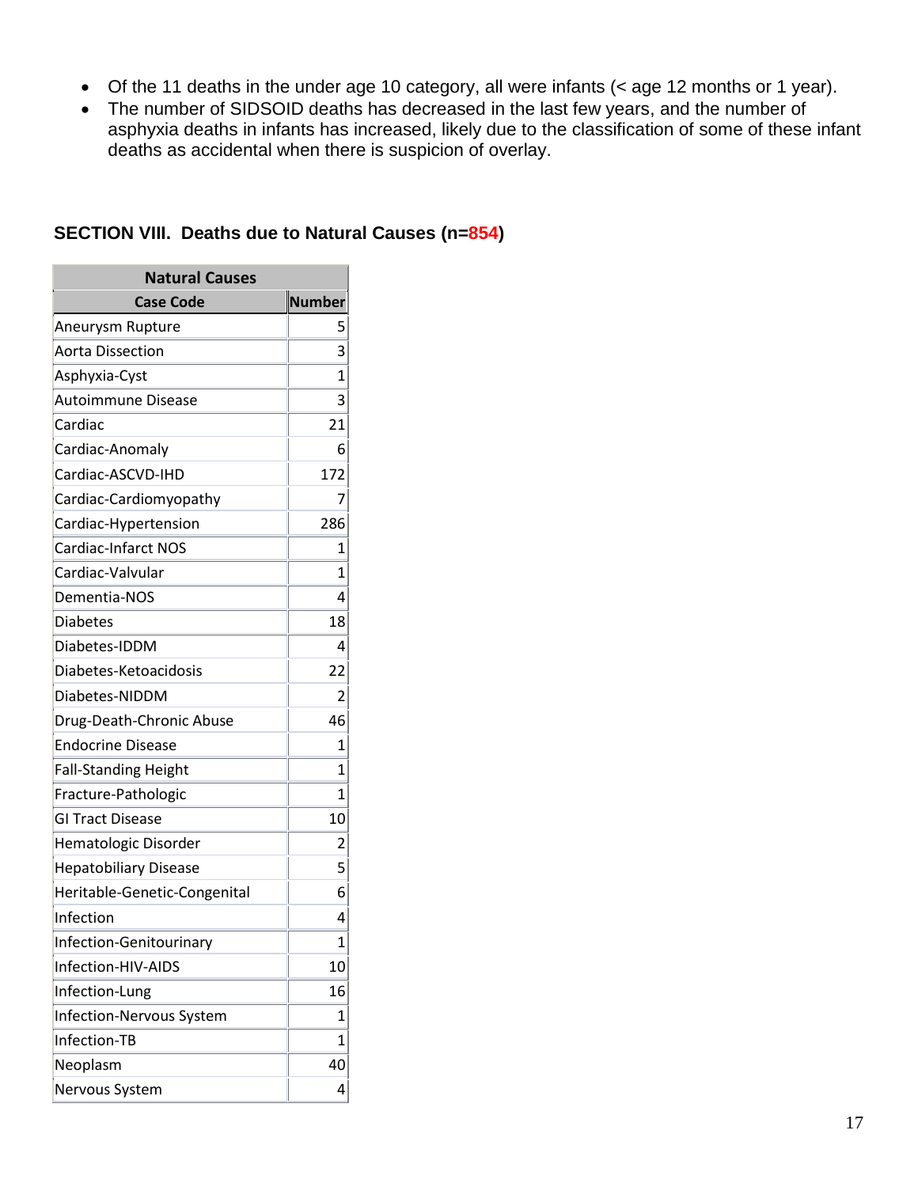- Of the 11 deaths in the under age 10 category, all were infants (< age 12 months or 1 year).
- The number of SIDSOID deaths has decreased in the last few years, and the number of asphyxia deaths in infants has increased, likely due to the classification of some of these infant deaths as accidental when there is suspicion of overlay.

## SECTION VIII. Deaths due to Natural Causes (n=854)

| Natural Causes | |
|---|---|
| **Case Code** | **Number** |
| Aneurysm Rupture | 5 |
| Aorta Dissection | 3 |
| Asphyxia-Cyst | 1 |
| Autoimmune Disease | 3 |
| Cardiac | 21 |
| Cardiac-Anomaly | 6 |
| Cardiac-ASCVD-IHD | 172 |
| Cardiac-Cardiomyopathy | 7 |
| Cardiac-Hypertension | 286 |
| Cardiac-Infarct NOS | 1 |
| Cardiac-Valvular | 1 |
| Dementia-NOS | 4 |
| Diabetes | 18 |
| Diabetes-IDDM | 4 |
| Diabetes-Ketoacidosis | 22 |
| Diabetes-NIDDM | 2 |
| Drug-Death-Chronic Abuse | 46 |
| Endocrine Disease | 1 |
| Fall-Standing Height | 1 |
| Fracture-Pathologic | 1 |
| GI Tract Disease | 10 |
| Hematologic Disorder | 2 |
| Hepatobiliary Disease | 5 |
| Heritable-Genetic-Congenital | 6 |
| Infection | 4 |
| Infection-Genitourinary | 1 |
| Infection-HIV-AIDS | 10 |
| Infection-Lung | 16 |
| Infection-Nervous System | 1 |
| Infection-TB | 1 |
| Neoplasm | 40 |
| Nervous System | 4 |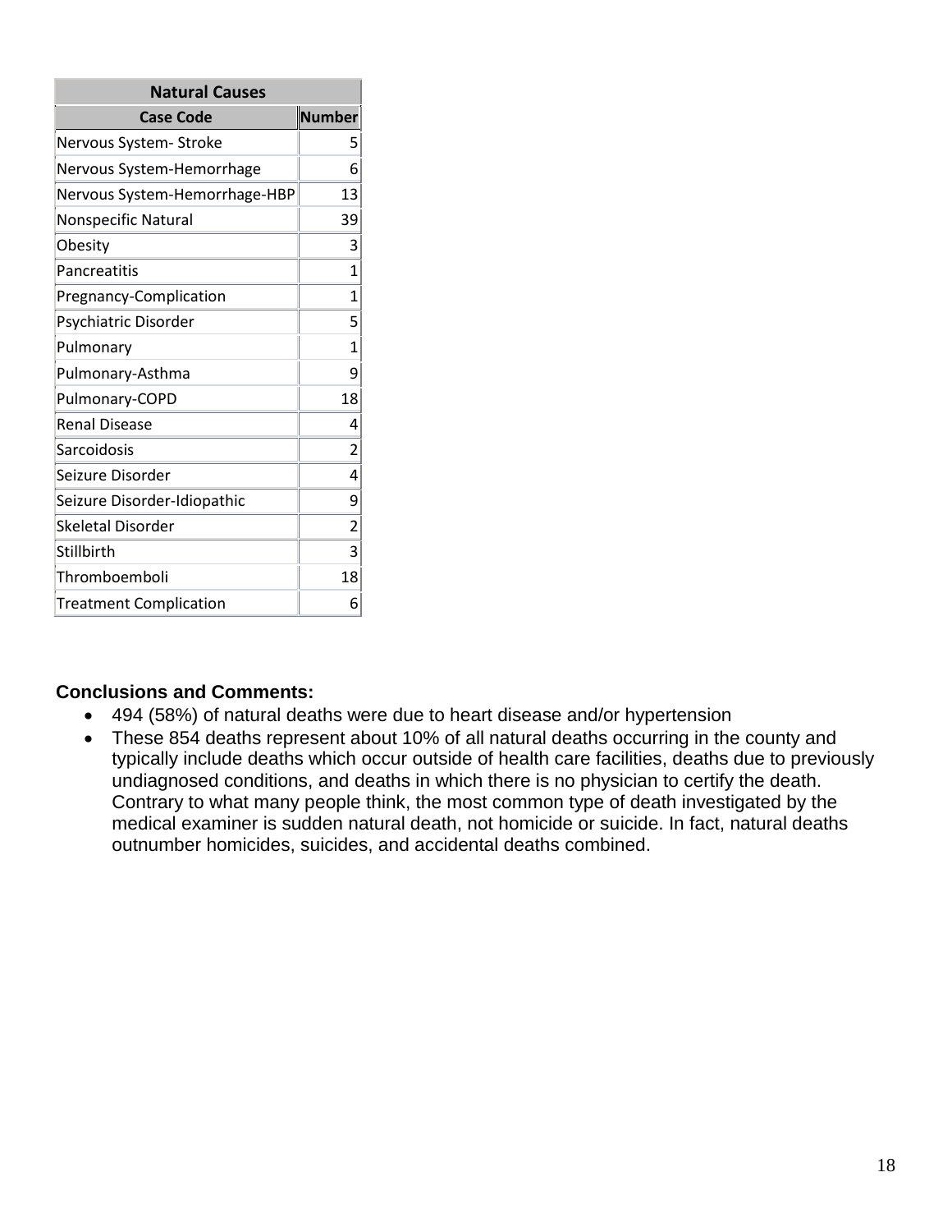| Natural Causes | |
|---|---|
| **Case Code** | **Number** |
| Nervous System- Stroke | 5 |
| Nervous System-Hemorrhage | 6 |
| Nervous System-Hemorrhage-HBP | 13 |
| Nonspecific Natural | 39 |
| Obesity | 3 |
| Pancreatitis | 1 |
| Pregnancy-Complication | 1 |
| Psychiatric Disorder | 5 |
| Pulmonary | 1 |
| Pulmonary-Asthma | 9 |
| Pulmonary-COPD | 18 |
| Renal Disease | 4 |
| Sarcoidosis | 2 |
| Seizure Disorder | 4 |
| Seizure Disorder-Idiopathic | 9 |
| Skeletal Disorder | 2 |
| Stillbirth | 3 |
| Thromboemboli | 18 |
| Treatment Complication | 6 |

**Conclusions and Comments:**

- 494 (58%) of natural deaths were due to heart disease and/or hypertension
- These 854 deaths represent about 10% of all natural deaths occurring in the county and typically include deaths which occur outside of health care facilities, deaths due to previously undiagnosed conditions, and deaths in which there is no physician to certify the death. Contrary to what many people think, the most common type of death investigated by the medical examiner is sudden natural death, not homicide or suicide. In fact, natural deaths outnumber homicides, suicides, and accidental deaths combined.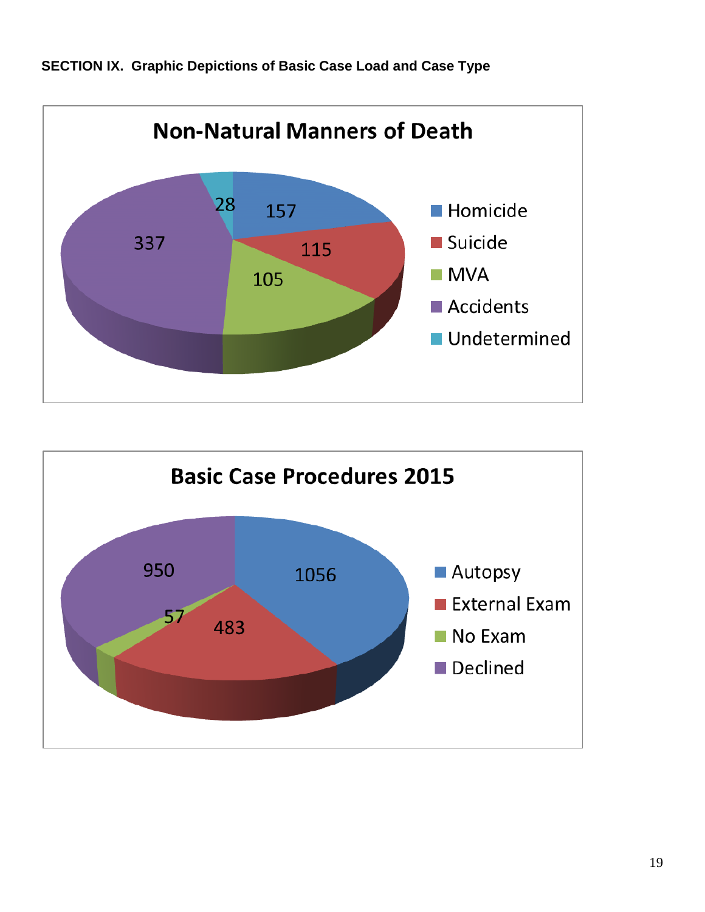**SECTION IX. Graphic Depictions of Basic Case Load and Case Type**

**Non-Natural Manners of Death**

| Category | Count |
|---|---|
| Homicide | 157 |
| Suicide | 115 |
| MVA | 105 |
| Accidents | 337 |
| Undetermined | 28 |

**Basic Case Procedures 2015**

| Category | Count |
|---|---|
| Autopsy | 1056 |
| External Exam | 483 |
| No Exam | 57 |
| Declined | 950 |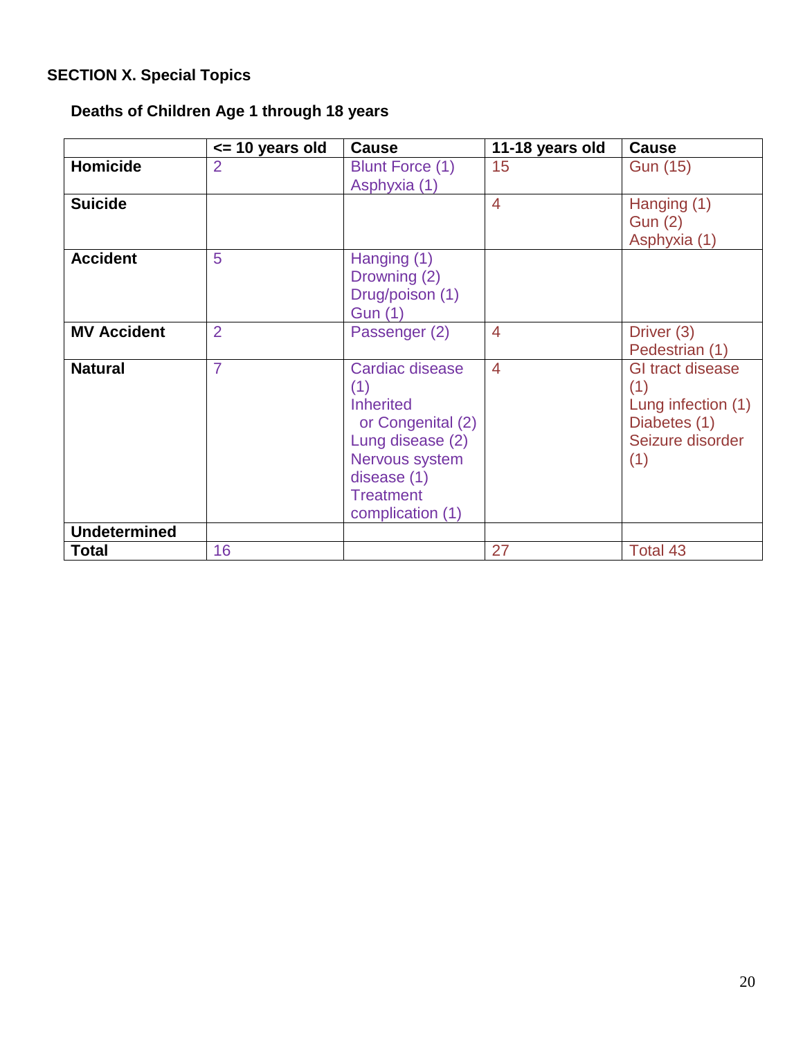## SECTION X. Special Topics

### Deaths of Children Age 1 through 18 years

| | <= 10 years old | Cause | 11-18 years old | Cause |
|---|---|---|---|---|
| **Homicide** | 2 | Blunt Force (1)<br>Asphyxia (1) | 15 | Gun (15) |
| **Suicide** | | | 4 | Hanging (1)<br>Gun (2)<br>Asphyxia (1) |
| **Accident** | 5 | Hanging (1)<br>Drowning (2)<br>Drug/poison (1)<br>Gun (1) | | |
| **MV Accident** | 2 | Passenger (2) | 4 | Driver (3)<br>Pedestrian (1) |
| **Natural** | 7 | Cardiac disease (1)<br>Inherited or Congenital (2)<br>Lung disease (2)<br>Nervous system disease (1)<br>Treatment complication (1) | 4 | GI tract disease (1)<br>Lung infection (1)<br>Diabetes (1)<br>Seizure disorder (1) |
| **Undetermined** | | | | |
| **Total** | 16 | | 27 | Total 43 |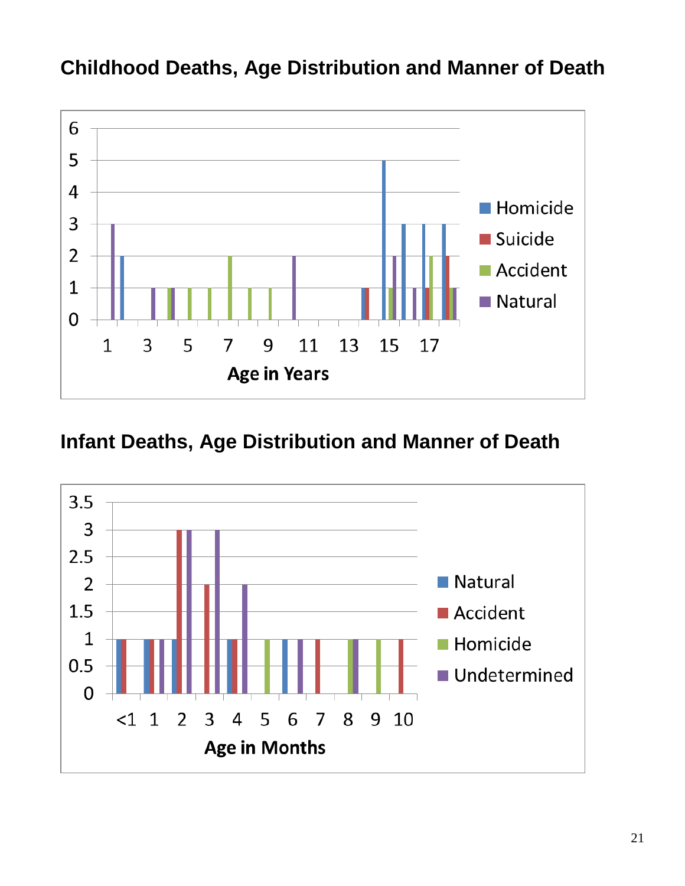## Childhood Deaths, Age Distribution and Manner of Death

## Infant Deaths, Age Distribution and Manner of Death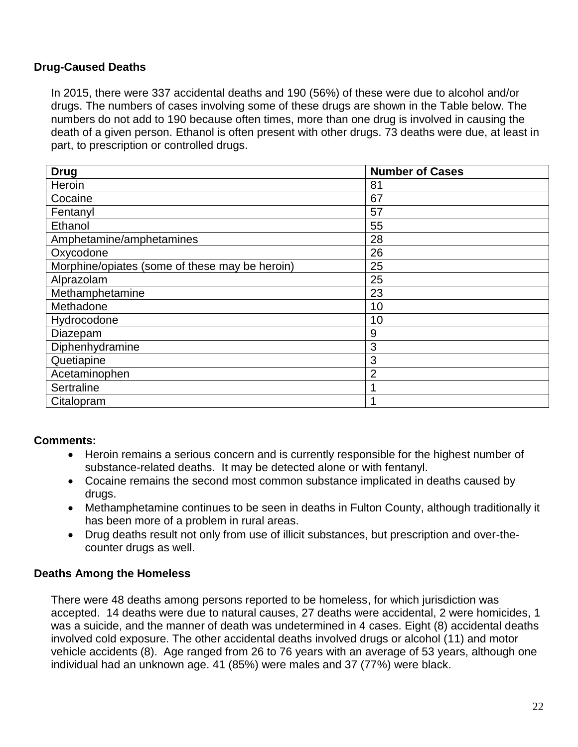## Drug-Caused Deaths

In 2015, there were 337 accidental deaths and 190 (56%) of these were due to alcohol and/or drugs. The numbers of cases involving some of these drugs are shown in the Table below. The numbers do not add to 190 because often times, more than one drug is involved in causing the death of a given person. Ethanol is often present with other drugs. 73 deaths were due, at least in part, to prescription or controlled drugs.

| Drug | Number of Cases |
|---|---|
| Heroin | 81 |
| Cocaine | 67 |
| Fentanyl | 57 |
| Ethanol | 55 |
| Amphetamine/amphetamines | 28 |
| Oxycodone | 26 |
| Morphine/opiates (some of these may be heroin) | 25 |
| Alprazolam | 25 |
| Methamphetamine | 23 |
| Methadone | 10 |
| Hydrocodone | 10 |
| Diazepam | 9 |
| Diphenhydramine | 3 |
| Quetiapine | 3 |
| Acetaminophen | 2 |
| Sertraline | 1 |
| Citalopram | 1 |

**Comments:**

- Heroin remains a serious concern and is currently responsible for the highest number of substance-related deaths. It may be detected alone or with fentanyl.
- Cocaine remains the second most common substance implicated in deaths caused by drugs.
- Methamphetamine continues to be seen in deaths in Fulton County, although traditionally it has been more of a problem in rural areas.
- Drug deaths result not only from use of illicit substances, but prescription and over-the-counter drugs as well.

## Deaths Among the Homeless

There were 48 deaths among persons reported to be homeless, for which jurisdiction was accepted. 14 deaths were due to natural causes, 27 deaths were accidental, 2 were homicides, 1 was a suicide, and the manner of death was undetermined in 4 cases. Eight (8) accidental deaths involved cold exposure. The other accidental deaths involved drugs or alcohol (11) and motor vehicle accidents (8). Age ranged from 26 to 76 years with an average of 53 years, although one individual had an unknown age. 41 (85%) were males and 37 (77%) were black.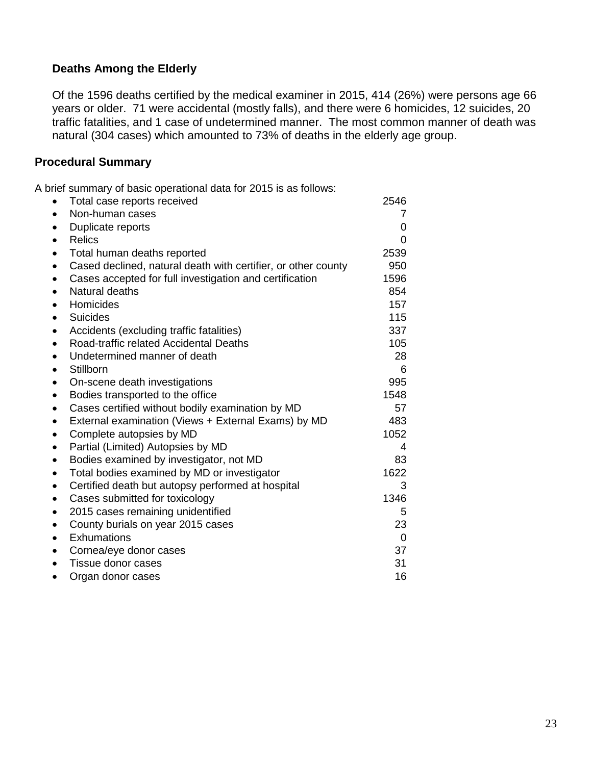### Deaths Among the Elderly

Of the 1596 deaths certified by the medical examiner in 2015, 414 (26%) were persons age 66 years or older. 71 were accidental (mostly falls), and there were 6 homicides, 12 suicides, 20 traffic fatalities, and 1 case of undetermined manner. The most common manner of death was natural (304 cases) which amounted to 73% of deaths in the elderly age group.

## Procedural Summary

A brief summary of basic operational data for 2015 is as follows:

- Total case reports received 2546
- Non-human cases 7
- Duplicate reports 0
- Relics 0
- Total human deaths reported 2539
- Cased declined, natural death with certifier, or other county 950
- Cases accepted for full investigation and certification 1596
- Natural deaths 854
- Homicides 157
- Suicides 115
- Accidents (excluding traffic fatalities) 337
- Road-traffic related Accidental Deaths 105
- Undetermined manner of death 28
- Stillborn 6
- On-scene death investigations 995
- Bodies transported to the office 1548
- Cases certified without bodily examination by MD 57
- External examination (Views + External Exams) by MD 483
- Complete autopsies by MD 1052
- Partial (Limited) Autopsies by MD 4
- Bodies examined by investigator, not MD 83
- Total bodies examined by MD or investigator 1622
- Certified death but autopsy performed at hospital 3
- Cases submitted for toxicology 1346
- 2015 cases remaining unidentified 5
- County burials on year 2015 cases 23
- Exhumations 0
- Cornea/eye donor cases 37
- Tissue donor cases 31
- Organ donor cases 16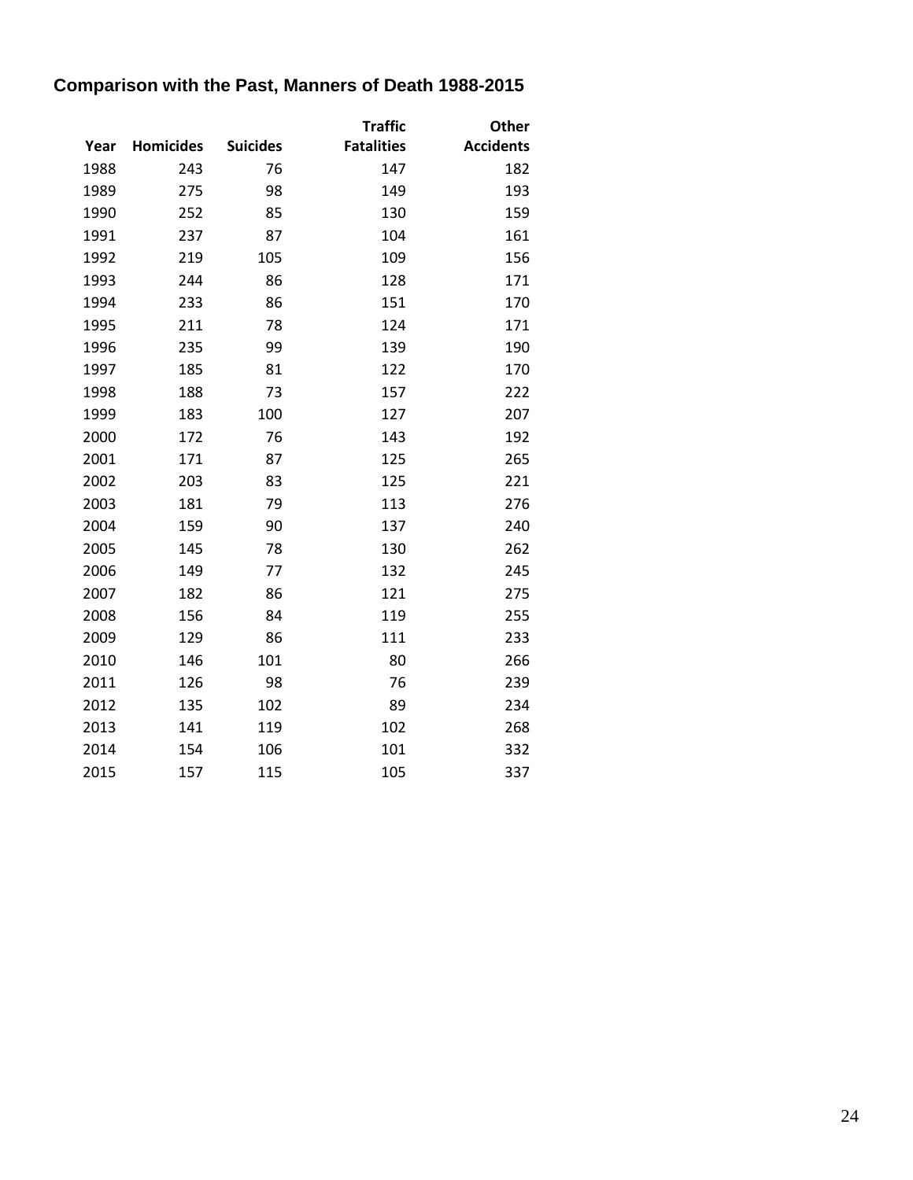## Comparison with the Past, Manners of Death 1988-2015

| Year | Homicides | Suicides | Traffic Fatalities | Other Accidents |
|---|---|---|---|---|
| 1988 | 243 | 76 | 147 | 182 |
| 1989 | 275 | 98 | 149 | 193 |
| 1990 | 252 | 85 | 130 | 159 |
| 1991 | 237 | 87 | 104 | 161 |
| 1992 | 219 | 105 | 109 | 156 |
| 1993 | 244 | 86 | 128 | 171 |
| 1994 | 233 | 86 | 151 | 170 |
| 1995 | 211 | 78 | 124 | 171 |
| 1996 | 235 | 99 | 139 | 190 |
| 1997 | 185 | 81 | 122 | 170 |
| 1998 | 188 | 73 | 157 | 222 |
| 1999 | 183 | 100 | 127 | 207 |
| 2000 | 172 | 76 | 143 | 192 |
| 2001 | 171 | 87 | 125 | 265 |
| 2002 | 203 | 83 | 125 | 221 |
| 2003 | 181 | 79 | 113 | 276 |
| 2004 | 159 | 90 | 137 | 240 |
| 2005 | 145 | 78 | 130 | 262 |
| 2006 | 149 | 77 | 132 | 245 |
| 2007 | 182 | 86 | 121 | 275 |
| 2008 | 156 | 84 | 119 | 255 |
| 2009 | 129 | 86 | 111 | 233 |
| 2010 | 146 | 101 | 80 | 266 |
| 2011 | 126 | 98 | 76 | 239 |
| 2012 | 135 | 102 | 89 | 234 |
| 2013 | 141 | 119 | 102 | 268 |
| 2014 | 154 | 106 | 101 | 332 |
| 2015 | 157 | 115 | 105 | 337 |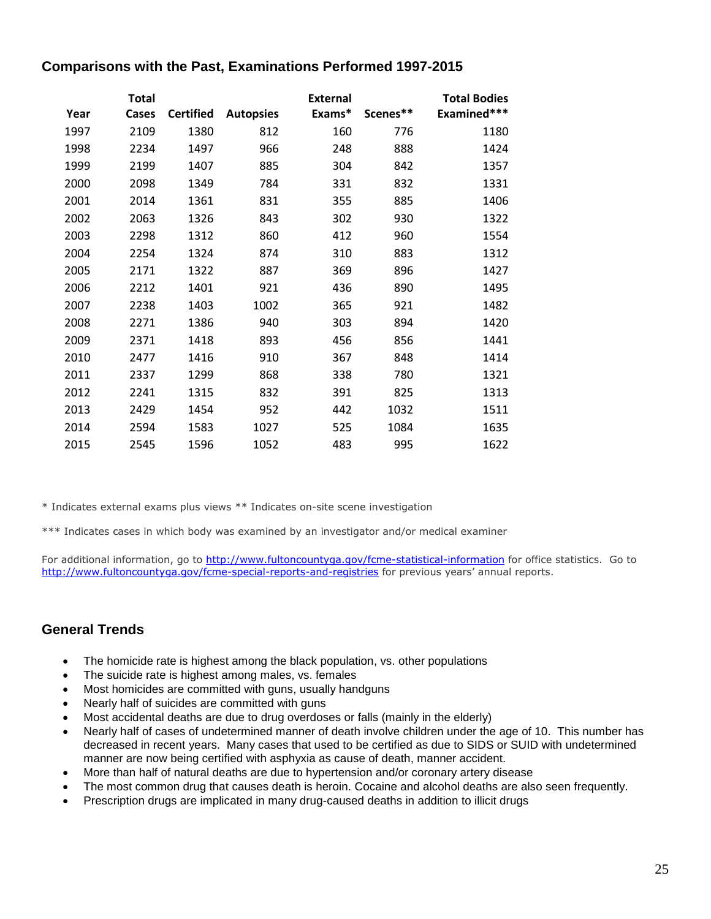## Comparisons with the Past, Examinations Performed 1997-2015

| Year | Total Cases | Certified | Autopsies | External Exams* | Scenes** | Total Bodies Examined*** |
|---|---|---|---|---|---|---|
| 1997 | 2109 | 1380 | 812 | 160 | 776 | 1180 |
| 1998 | 2234 | 1497 | 966 | 248 | 888 | 1424 |
| 1999 | 2199 | 1407 | 885 | 304 | 842 | 1357 |
| 2000 | 2098 | 1349 | 784 | 331 | 832 | 1331 |
| 2001 | 2014 | 1361 | 831 | 355 | 885 | 1406 |
| 2002 | 2063 | 1326 | 843 | 302 | 930 | 1322 |
| 2003 | 2298 | 1312 | 860 | 412 | 960 | 1554 |
| 2004 | 2254 | 1324 | 874 | 310 | 883 | 1312 |
| 2005 | 2171 | 1322 | 887 | 369 | 896 | 1427 |
| 2006 | 2212 | 1401 | 921 | 436 | 890 | 1495 |
| 2007 | 2238 | 1403 | 1002 | 365 | 921 | 1482 |
| 2008 | 2271 | 1386 | 940 | 303 | 894 | 1420 |
| 2009 | 2371 | 1418 | 893 | 456 | 856 | 1441 |
| 2010 | 2477 | 1416 | 910 | 367 | 848 | 1414 |
| 2011 | 2337 | 1299 | 868 | 338 | 780 | 1321 |
| 2012 | 2241 | 1315 | 832 | 391 | 825 | 1313 |
| 2013 | 2429 | 1454 | 952 | 442 | 1032 | 1511 |
| 2014 | 2594 | 1583 | 1027 | 525 | 1084 | 1635 |
| 2015 | 2545 | 1596 | 1052 | 483 | 995 | 1622 |

* Indicates external exams plus views ** Indicates on-site scene investigation

*** Indicates cases in which body was examined by an investigator and/or medical examiner

For additional information, go to http://www.fultoncountyga.gov/fcme-statistical-information for office statistics. Go to http://www.fultoncountyga.gov/fcme-special-reports-and-registries for previous years' annual reports.

## General Trends

- The homicide rate is highest among the black population, vs. other populations
- The suicide rate is highest among males, vs. females
- Most homicides are committed with guns, usually handguns
- Nearly half of suicides are committed with guns
- Most accidental deaths are due to drug overdoses or falls (mainly in the elderly)
- Nearly half of cases of undetermined manner of death involve children under the age of 10. This number has decreased in recent years. Many cases that used to be certified as due to SIDS or SUID with undetermined manner are now being certified with asphyxia as cause of death, manner accident.
- More than half of natural deaths are due to hypertension and/or coronary artery disease
- The most common drug that causes death is heroin. Cocaine and alcohol deaths are also seen frequently.
- Prescription drugs are implicated in many drug-caused deaths in addition to illicit drugs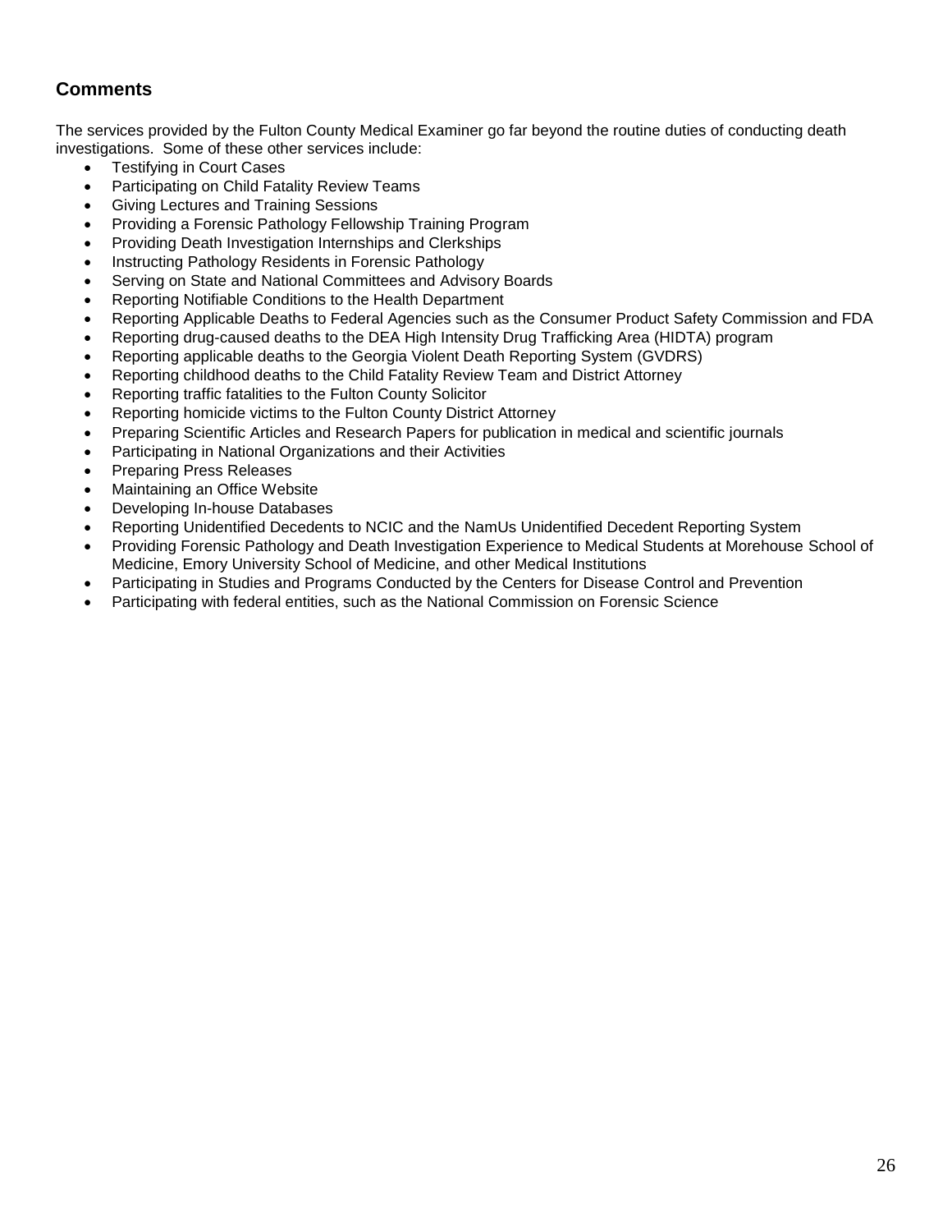## Comments

The services provided by the Fulton County Medical Examiner go far beyond the routine duties of conducting death investigations. Some of these other services include:

- Testifying in Court Cases
- Participating on Child Fatality Review Teams
- Giving Lectures and Training Sessions
- Providing a Forensic Pathology Fellowship Training Program
- Providing Death Investigation Internships and Clerkships
- Instructing Pathology Residents in Forensic Pathology
- Serving on State and National Committees and Advisory Boards
- Reporting Notifiable Conditions to the Health Department
- Reporting Applicable Deaths to Federal Agencies such as the Consumer Product Safety Commission and FDA
- Reporting drug-caused deaths to the DEA High Intensity Drug Trafficking Area (HIDTA) program
- Reporting applicable deaths to the Georgia Violent Death Reporting System (GVDRS)
- Reporting childhood deaths to the Child Fatality Review Team and District Attorney
- Reporting traffic fatalities to the Fulton County Solicitor
- Reporting homicide victims to the Fulton County District Attorney
- Preparing Scientific Articles and Research Papers for publication in medical and scientific journals
- Participating in National Organizations and their Activities
- Preparing Press Releases
- Maintaining an Office Website
- Developing In-house Databases
- Reporting Unidentified Decedents to NCIC and the NamUs Unidentified Decedent Reporting System
- Providing Forensic Pathology and Death Investigation Experience to Medical Students at Morehouse School of Medicine, Emory University School of Medicine, and other Medical Institutions
- Participating in Studies and Programs Conducted by the Centers for Disease Control and Prevention
- Participating with federal entities, such as the National Commission on Forensic Science